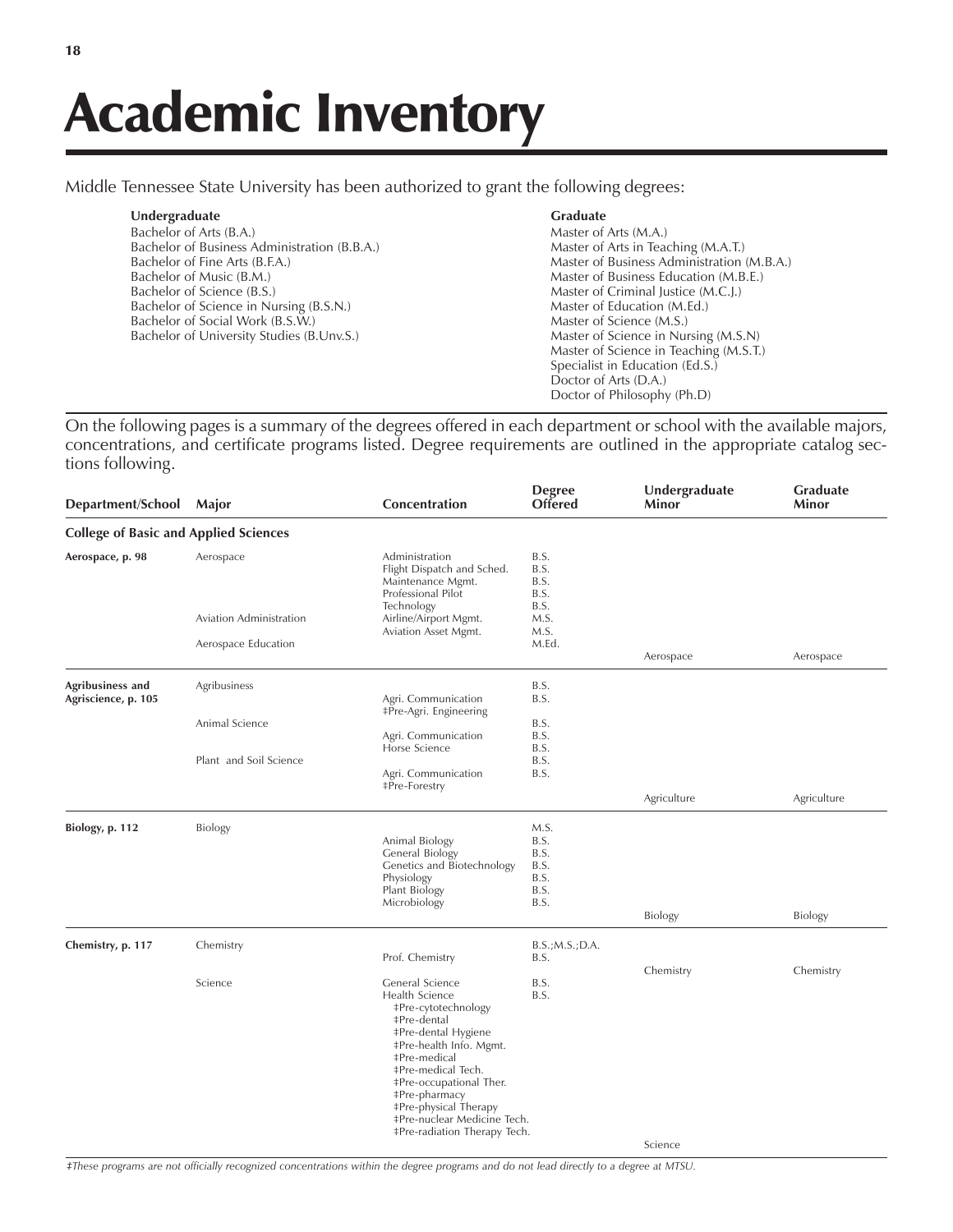# Academic Inventory

Middle Tennessee State University has been authorized to grant the following degrees:

**Undergraduate**

- Bachelor of Arts (B.A.)
- Bachelor of Business Administration (B.B.A.)
- Bachelor of Fine Arts (B.F.A.)
- Bachelor of Music (B.M.)
- Bachelor of Science (B.S.)
- Bachelor of Science in Nursing (B.S.N.)
- Bachelor of Social Work (B.S.W.)
- Bachelor of University Studies (B.Unv.S.)

**Graduate**

- Master of Arts (M.A.)
- Master of Arts in Teaching (M.A.T.)
- Master of Business Administration (M.B.A.)
- Master of Business Education (M.B.E.)
- Master of Criminal Justice (M.C.J.)
- Master of Education (M.Ed.)
- Master of Science (M.S.)
- Master of Science in Nursing (M.S.N)
- Master of Science in Teaching (M.S.T.)
- Specialist in Education (Ed.S.)
- Doctor of Arts (D.A.)
- Doctor of Philosophy (Ph.D)

On the following pages is a summary of the degrees offered in each department or school with the available majors, concentrations, and certificate programs listed. Degree requirements are outlined in the appropriate catalog sections following.

| Department/School | Major | Concentration | Degree Offered | Undergraduate Minor | Graduate Minor |
|---|---|---|---|---|---|
| **College of Basic and Applied Sciences** | | | | | |
| **Aerospace, p. 98** | Aerospace | Administration | B.S. | | |
| | | Flight Dispatch and Sched. | B.S. | | |
| | | Maintenance Mgmt. | B.S. | | |
| | | Professional Pilot | B.S. | | |
| | | Technology | B.S. | | |
| | Aviation Administration | Airline/Airport Mgmt. | M.S. | | |
| | | Aviation Asset Mgmt. | M.S. | | |
| | Aerospace Education | | M.Ed. | | |
| | | | | Aerospace | Aerospace |
| **Agribusiness and Agriscience, p. 105** | Agribusiness | | B.S. | | |
| | | Agri. Communication | B.S. | | |
| | | ‡Pre-Agri. Engineering | | | |
| | Animal Science | | B.S. | | |
| | | Agri. Communication | B.S. | | |
| | | Horse Science | B.S. | | |
| | Plant and Soil Science | | B.S. | | |
| | | Agri. Communication | B.S. | | |
| | | ‡Pre-Forestry | | | |
| | | | | Agriculture | Agriculture |
| **Biology, p. 112** | Biology | | M.S. | | |
| | | Animal Biology | B.S. | | |
| | | General Biology | B.S. | | |
| | | Genetics and Biotechnology | B.S. | | |
| | | Physiology | B.S. | | |
| | | Plant Biology | B.S. | | |
| | | Microbiology | B.S. | | |
| | | | | Biology | Biology |
| **Chemistry, p. 117** | Chemistry | | B.S.;M.S.;D.A. | | |
| | | Prof. Chemistry | B.S. | | |
| | | | | Chemistry | Chemistry |
| | Science | General Science | B.S. | | |
| | | Health Science | B.S. | | |
| | | ‡Pre-cytotechnology | | | |
| | | ‡Pre-dental | | | |
| | | ‡Pre-dental Hygiene | | | |
| | | ‡Pre-health Info. Mgmt. | | | |
| | | ‡Pre-medical | | | |
| | | ‡Pre-medical Tech. | | | |
| | | ‡Pre-occupational Ther. | | | |
| | | ‡Pre-pharmacy | | | |
| | | ‡Pre-physical Therapy | | | |
| | | ‡Pre-nuclear Medicine Tech. | | | |
| | | ‡Pre-radiation Therapy Tech. | | | |
| | | | | Science | |

*‡These programs are not officially recognized concentrations within the degree programs and do not lead directly to a degree at MTSU.*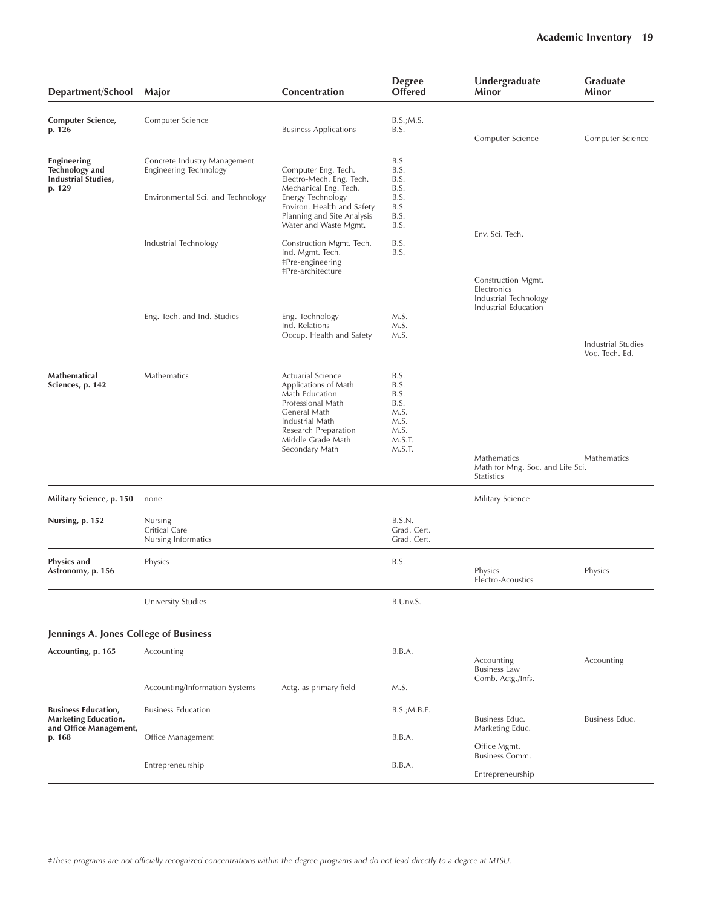| Department/School | Major | Concentration | Degree Offered | Undergraduate Minor | Graduate Minor |
|---|---|---|---|---|---|
| **Computer Science, p. 126** | Computer Science | | B.S.;M.S. | | |
| | | Business Applications | B.S. | | |
| | | | | Computer Science | Computer Science |
| **Engineering Technology and Industrial Studies, p. 129** | Concrete Industry Management | | B.S. | | |
| | Engineering Technology | Computer Eng. Tech. | B.S. | | |
| | | Electro-Mech. Eng. Tech. | B.S. | | |
| | | Mechanical Eng. Tech. | B.S. | | |
| | Environmental Sci. and Technology | Energy Technology | B.S. | | |
| | | Environ. Health and Safety | B.S. | | |
| | | Planning and Site Analysis | B.S. | | |
| | | Water and Waste Mgmt. | B.S. | | |
| | | | | Env. Sci. Tech. | |
| | Industrial Technology | Construction Mgmt. Tech. | B.S. | | |
| | | Ind. Mgmt. Tech. | B.S. | | |
| | | ‡Pre-engineering | | | |
| | | ‡Pre-architecture | | | |
| | | | | Construction Mgmt. | |
| | | | | Electronics | |
| | | | | Industrial Technology | |
| | | | | Industrial Education | |
| | Eng. Tech. and Ind. Studies | Eng. Technology | M.S. | | |
| | | Ind. Relations | M.S. | | |
| | | Occup. Health and Safety | M.S. | | |
| | | | | | Industrial Studies |
| | | | | | Voc. Tech. Ed. |
| **Mathematical Sciences, p. 142** | Mathematics | Actuarial Science | B.S. | | |
| | | Applications of Math | B.S. | | |
| | | Math Education | B.S. | | |
| | | Professional Math | B.S. | | |
| | | General Math | M.S. | | |
| | | Industrial Math | M.S. | | |
| | | Research Preparation | M.S. | | |
| | | Middle Grade Math | M.S.T. | | |
| | | Secondary Math | M.S.T. | | |
| | | | | Mathematics | Mathematics |
| | | | | Math for Mng. Soc. and Life Sci. | |
| | | | | Statistics | |
| **Military Science, p. 150** | none | | | Military Science | |
| **Nursing, p. 152** | Nursing | | B.S.N. | | |
| | Critical Care | | Grad. Cert. | | |
| | Nursing Informatics | | Grad. Cert. | | |
| **Physics and Astronomy, p. 156** | Physics | | B.S. | | |
| | | | | Physics | Physics |
| | | | | Electro-Acoustics | |
| | University Studies | | B.Unv.S. | | |

## Jennings A. Jones College of Business

| Department/School | Major | Concentration | Degree Offered | Undergraduate Minor | Graduate Minor |
|---|---|---|---|---|---|
| **Accounting, p. 165** | Accounting | | B.B.A. | | |
| | | | | Accounting | Accounting |
| | | | | Business Law | |
| | | | | Comb. Actg./Infs. | |
| | Accounting/Information Systems | Actg. as primary field | M.S. | | |
| **Business Education, Marketing Education, and Office Management, p. 168** | Business Education | | B.S.;M.B.E. | | |
| | | | | Business Educ. | Business Educ. |
| | | | | Marketing Educ. | |
| | Office Management | | B.B.A. | | |
| | | | | Office Mgmt. | |
| | | | | Business Comm. | |
| | Entrepreneurship | | B.B.A. | | |
| | | | | Entrepreneurship | |

*‡These programs are not officially recognized concentrations within the degree programs and do not lead directly to a degree at MTSU.*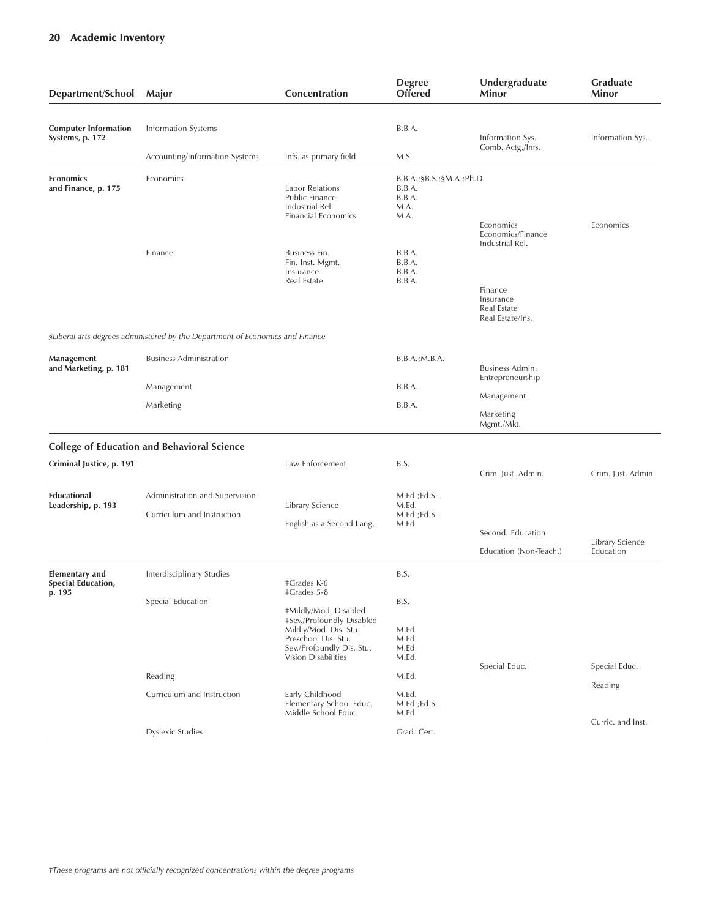| Department/School | Major | Concentration | Degree Offered | Undergraduate Minor | Graduate Minor |
|---|---|---|---|---|---|
| **Computer Information Systems, p. 172** | Information Systems | | B.B.A. | Information Sys. | Information Sys. |
| | | | | Comb. Actg./Infs. | |
| | Accounting/Information Systems | Infs. as primary field | M.S. | | |
| **Economics and Finance, p. 175** | Economics | | B.B.A.;§B.S.;§M.A.;Ph.D. | | |
| | | Labor Relations | B.B.A. | | |
| | | Public Finance | B.B.A.. | | |
| | | Industrial Rel. | M.A. | | |
| | | Financial Economics | M.A. | | |
| | | | | Economics | Economics |
| | | | | Economics/Finance | |
| | | | | Industrial Rel. | |
| | Finance | Business Fin. | B.B.A. | | |
| | | Fin. Inst. Mgmt. | B.B.A. | | |
| | | Insurance | B.B.A. | | |
| | | Real Estate | B.B.A. | | |
| | | | | Finance | |
| | | | | Insurance | |
| | | | | Real Estate | |
| | | | | Real Estate/Ins. | |
| **Management and Marketing, p. 181** | Business Administration | | B.B.A.;M.B.A. | Business Admin. | |
| | | | | Entrepreneurship | |
| | Management | | B.B.A. | Management | |
| | Marketing | | B.B.A. | Marketing | |
| | | | | Mgmt./Mkt. | |
| **College of Education and Behavioral Science** | | | | | |
| **Criminal Justice, p. 191** | | Law Enforcement | B.S. | Crim. Just. Admin. | Crim. Just. Admin. |
| **Educational Leadership, p. 193** | Administration and Supervision | | M.Ed.;Ed.S. | | |
| | | Library Science | M.Ed. | | |
| | Curriculum and Instruction | | M.Ed.;Ed.S. | | |
| | | English as a Second Lang. | M.Ed. | | |
| | | | | Second. Education | Library Science |
| | | | | Education (Non-Teach.) | Education |
| **Elementary and Special Education, p. 195** | Interdisciplinary Studies | | B.S. | | |
| | | ‡Grades K-6 | | | |
| | | ‡Grades 5-8 | | | |
| | Special Education | | B.S. | | |
| | | ‡Mildly/Mod. Disabled | | | |
| | | ‡Sev./Profoundly Disabled | | | |
| | | Mildly/Mod. Dis. Stu. | M.Ed. | | |
| | | Preschool Dis. Stu. | M.Ed. | | |
| | | Sev./Profoundly Dis. Stu. | M.Ed. | | |
| | | Vision Disabilities | M.Ed. | | |
| | | | | Special Educ. | Special Educ. |
| | Reading | | M.Ed. | | Reading |
| | Curriculum and Instruction | Early Childhood | M.Ed. | | |
| | | Elementary School Educ. | M.Ed.;Ed.S. | | |
| | | Middle School Educ. | M.Ed. | | |
| | | | | | Curric. and Inst. |
| | Dyslexic Studies | | Grad. Cert. | | |

*§Liberal arts degrees administered by the Department of Economics and Finance*

*‡These programs are not officially recognized concentrations within the degree programs*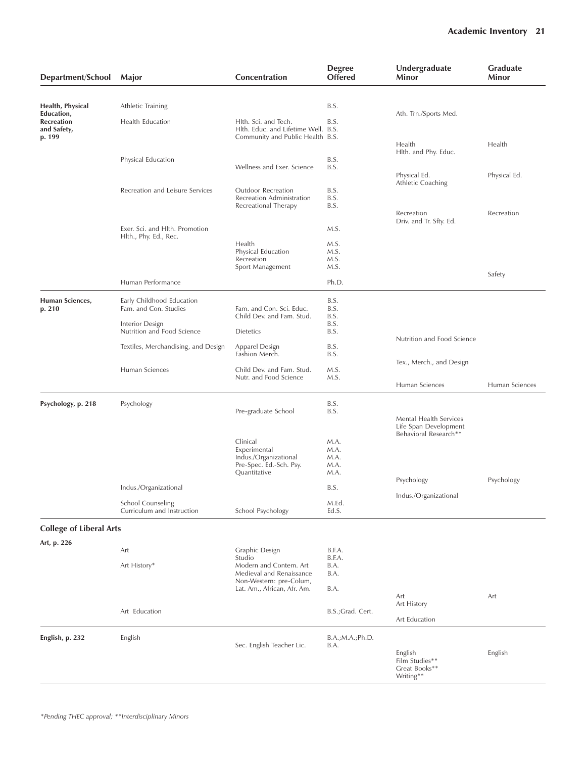| Department/School | Major | Concentration | Degree Offered | Undergraduate Minor | Graduate Minor |
|---|---|---|---|---|---|
| **Health, Physical Education, Recreation and Safety, p. 199** | Athletic Training | | B.S. | | |
| | | | | Ath. Trn./Sports Med. | |
| | Health Education | Hlth. Sci. and Tech. | B.S. | | |
| | | Hlth. Educ. and Lifetime Well. | B.S. | | |
| | | Community and Public Health | B.S. | | |
| | | | | Health | Health |
| | | | | Hlth. and Phy. Educ. | |
| | Physical Education | | B.S. | | |
| | | Wellness and Exer. Science | B.S. | | |
| | | | | Physical Ed. | Physical Ed. |
| | | | | Athletic Coaching | |
| | Recreation and Leisure Services | Outdoor Recreation | B.S. | | |
| | | Recreation Administration | B.S. | | |
| | | Recreational Therapy | B.S. | | |
| | | | | Recreation | Recreation |
| | | | | Driv. and Tr. Sfty. Ed. | |
| | Exer. Sci. and Hlth. Promotion | | M.S. | | |
| | Hlth., Phy. Ed., Rec. | | | | |
| | | Health | M.S. | | |
| | | Physical Education | M.S. | | |
| | | Recreation | M.S. | | |
| | | Sport Management | M.S. | | |
| | | | | | Safety |
| | Human Performance | | Ph.D. | | |
| **Human Sciences, p. 210** | Early Childhood Education | | B.S. | | |
| | Fam. and Con. Studies | Fam. and Con. Sci. Educ. | B.S. | | |
| | | Child Dev. and Fam. Stud. | B.S. | | |
| | Interior Design | | B.S. | | |
| | Nutrition and Food Science | Dietetics | B.S. | | |
| | | | | Nutrition and Food Science | |
| | Textiles, Merchandising, and Design | Apparel Design | B.S. | | |
| | | Fashion Merch. | B.S. | | |
| | | | | Tex., Merch., and Design | |
| | Human Sciences | Child Dev. and Fam. Stud. | M.S. | | |
| | | Nutr. and Food Science | M.S. | | |
| | | | | Human Sciences | Human Sciences |
| **Psychology, p. 218** | Psychology | | B.S. | | |
| | | Pre-graduate School | B.S. | | |
| | | | | Mental Health Services | |
| | | | | Life Span Development | |
| | | | | Behavioral Research** | |
| | | Clinical | M.A. | | |
| | | Experimental | M.A. | | |
| | | Indus./Organizational | M.A. | | |
| | | Pre-Spec. Ed.-Sch. Psy. | M.A. | | |
| | | Quantitative | M.A. | | |
| | | | | Psychology | Psychology |
| | Indus./Organizational | | B.S. | | |
| | | | | Indus./Organizational | |
| | School Counseling | | M.Ed. | | |
| | Curriculum and Instruction | School Psychology | Ed.S. | | |
| **College of Liberal Arts** | | | | | |
| **Art, p. 226** | | | | | |
| | Art | Graphic Design | B.F.A. | | |
| | | Studio | B.F.A. | | |
| | Art History* | Modern and Contem. Art | B.A. | | |
| | | Medieval and Renaissance | B.A. | | |
| | | Non-Western: pre-Colum, Lat. Am., African, Afr. Am. | B.A. | | |
| | | | | Art | Art |
| | | | | Art History | |
| | Art Education | | B.S.;Grad. Cert. | | |
| | | | | Art Education | |
| **English, p. 232** | English | | B.A.;M.A.;Ph.D. | | |
| | | Sec. English Teacher Lic. | B.A. | | |
| | | | | English | English |
| | | | | Film Studies** | |
| | | | | Great Books** | |
| | | | | Writing** | |

*\*Pending THEC approval; \*\*Interdisciplinary Minors*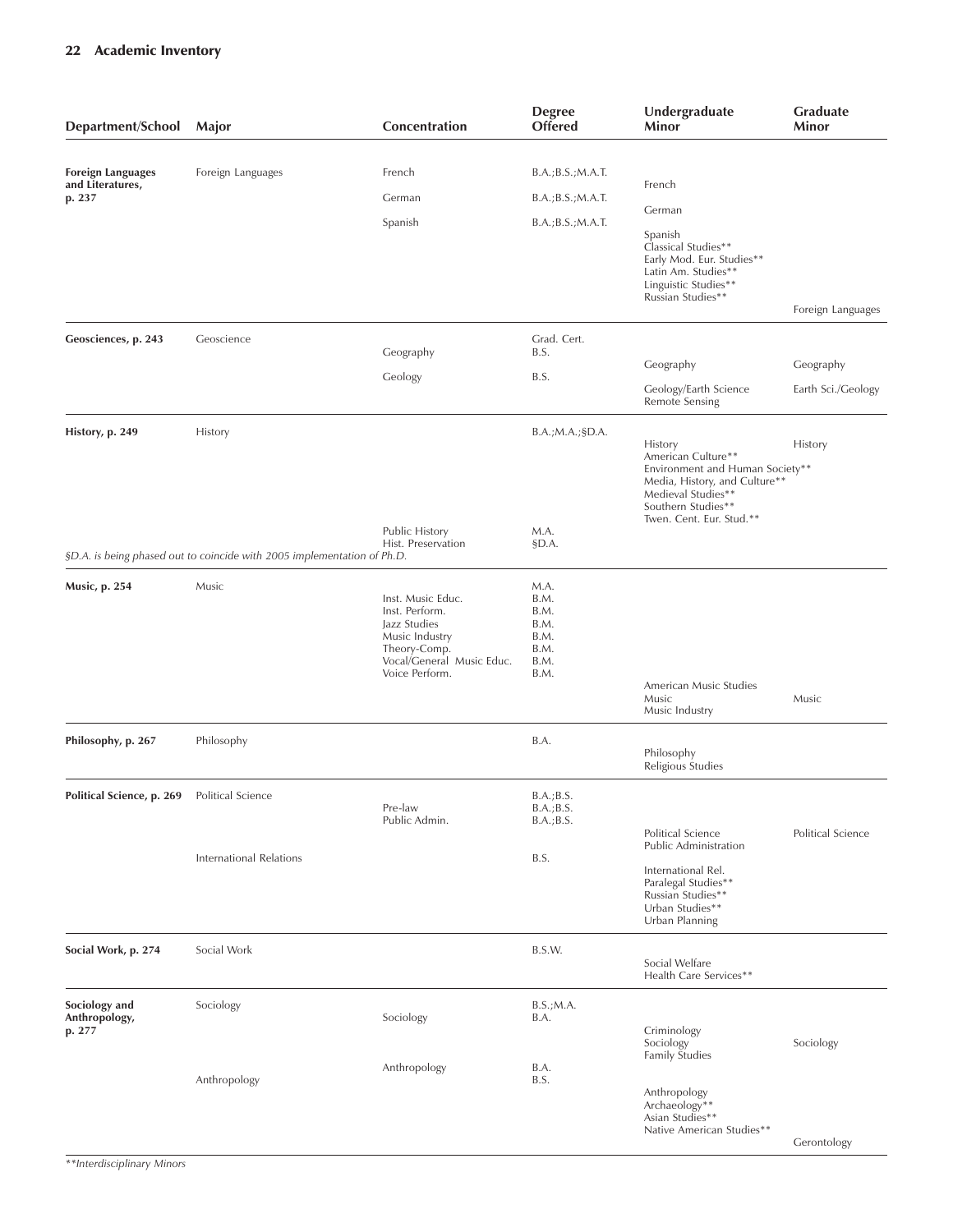| Department/School | Major | Concentration | Degree Offered | Undergraduate Minor | Graduate Minor |
|---|---|---|---|---|---|
| **Foreign Languages and Literatures, p. 237** | Foreign Languages | French | B.A.;B.S.;M.A.T. | French | |
| | | German | B.A.;B.S.;M.A.T. | German | |
| | | Spanish | B.A.;B.S.;M.A.T. | Spanish | |
| | | | | Classical Studies** | |
| | | | | Early Mod. Eur. Studies** | |
| | | | | Latin Am. Studies** | |
| | | | | Linguistic Studies** | |
| | | | | Russian Studies** | |
| | | | | | Foreign Languages |
| **Geosciences, p. 243** | Geoscience | | Grad. Cert. | | |
| | | Geography | B.S. | Geography | Geography |
| | | Geology | B.S. | Geology/Earth Science | Earth Sci./Geology |
| | | | | Remote Sensing | |
| **History, p. 249** | History | | B.A.;M.A.;§D.A. | History | History |
| | | | | American Culture** | |
| | | | | Environment and Human Society** | |
| | | | | Media, History, and Culture** | |
| | | | | Medieval Studies** | |
| | | | | Southern Studies** | |
| | | | | Twen. Cent. Eur. Stud.** | |
| | | Public History | M.A. | | |
| | | Hist. Preservation | §D.A. | | |
| *§D.A. is being phased out to coincide with 2005 implementation of Ph.D.* | | | | | |
| **Music, p. 254** | Music | | M.A. | | |
| | | Inst. Music Educ. | B.M. | | |
| | | Inst. Perform. | B.M. | | |
| | | Jazz Studies | B.M. | | |
| | | Music Industry | B.M. | | |
| | | Theory-Comp. | B.M. | | |
| | | Vocal/General Music Educ. | B.M. | | |
| | | Voice Perform. | B.M. | | |
| | | | | American Music Studies | |
| | | | | Music | Music |
| | | | | Music Industry | |
| **Philosophy, p. 267** | Philosophy | | B.A. | Philosophy | |
| | | | | Religious Studies | |
| **Political Science, p. 269** | Political Science | | B.A.;B.S. | | |
| | | Pre-law | B.A.;B.S. | | |
| | | Public Admin. | B.A.;B.S. | | |
| | | | | Political Science | Political Science |
| | | | | Public Administration | |
| | International Relations | | B.S. | International Rel. | |
| | | | | Paralegal Studies** | |
| | | | | Russian Studies** | |
| | | | | Urban Studies** | |
| | | | | Urban Planning | |
| **Social Work, p. 274** | Social Work | | B.S.W. | Social Welfare | |
| | | | | Health Care Services** | |
| **Sociology and Anthropology, p. 277** | Sociology | | B.S.;M.A. | | |
| | | Sociology | B.A. | Criminology | |
| | | | | Sociology | Sociology |
| | | | | Family Studies | |
| | | Anthropology | B.A. | | |
| | Anthropology | | B.S. | Anthropology | |
| | | | | Archaeology** | |
| | | | | Asian Studies** | |
| | | | | Native American Studies** | |
| | | | | | Gerontology |

*\*\*Interdisciplinary Minors*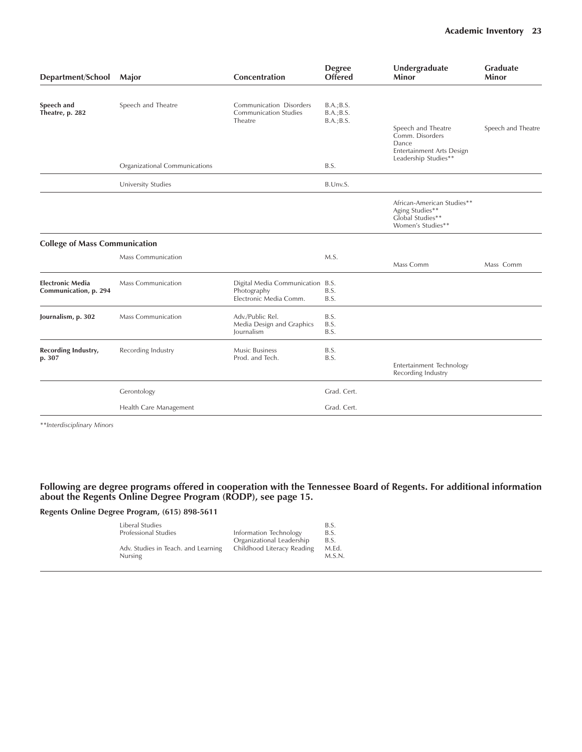| Department/School | Major | Concentration | Degree Offered | Undergraduate Minor | Graduate Minor |
|---|---|---|---|---|---|
| **Speech and Theatre, p. 282** | Speech and Theatre | Communication Disorders<br>Communication Studies<br>Theatre | B.A.;B.S.<br>B.A.;B.S.<br>B.A.;B.S. | | |
| | | | | Speech and Theatre<br>Comm. Disorders<br>Dance<br>Entertainment Arts Design<br>Leadership Studies** | Speech and Theatre |
| | Organizational Communications | | B.S. | | |
| | University Studies | | B.Unv.S. | | |
| | | | | African-American Studies**<br>Aging Studies**<br>Global Studies**<br>Women's Studies** | |
| **College of Mass Communication** | | | | | |
| | Mass Communication | | M.S. | Mass Comm | Mass Comm |
| **Electronic Media Communication, p. 294** | Mass Communication | Digital Media Communication<br>Photography<br>Electronic Media Comm. | B.S.<br>B.S.<br>B.S. | | |
| **Journalism, p. 302** | Mass Communication | Adv./Public Rel.<br>Media Design and Graphics<br>Journalism | B.S.<br>B.S.<br>B.S. | | |
| **Recording Industry, p. 307** | Recording Industry | Music Business<br>Prod. and Tech. | B.S.<br>B.S. | Entertainment Technology<br>Recording Industry | |
| | Gerontology | | Grad. Cert. | | |
| | Health Care Management | | Grad. Cert. | | |

*\*\*Interdisciplinary Minors*

**Following are degree programs offered in cooperation with the Tennessee Board of Regents. For additional information about the Regents Online Degree Program (RODP), see page 15.**

**Regents Online Degree Program, (615) 898-5611**

| | | | |
|---|---|---|---|
| | Liberal Studies | | B.S. |
| | Professional Studies | Information Technology | B.S. |
| | | Organizational Leadership | B.S. |
| | Adv. Studies in Teach. and Learning | Childhood Literacy Reading | M.Ed. |
| | Nursing | | M.S.N. |